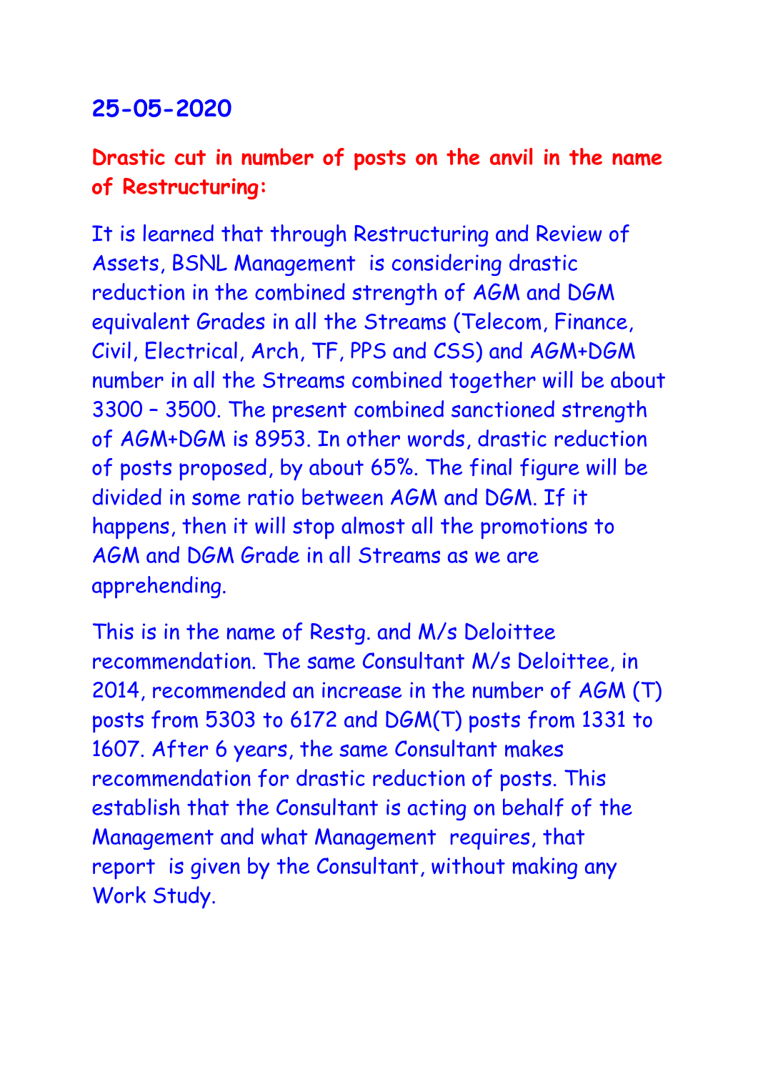## 25-05-2020

**Drastic cut in number of posts on the anvil in the name of Restructuring:**

It is learned that through Restructuring and Review of Assets, BSNL Management is considering drastic reduction in the combined strength of AGM and DGM equivalent Grades in all the Streams (Telecom, Finance, Civil, Electrical, Arch, TF, PPS and CSS) and AGM+DGM number in all the Streams combined together will be about 3300 – 3500. The present combined sanctioned strength of AGM+DGM is 8953. In other words, drastic reduction of posts proposed, by about 65%. The final figure will be divided in some ratio between AGM and DGM. If it happens, then it will stop almost all the promotions to AGM and DGM Grade in all Streams as we are apprehending.

This is in the name of Restg. and M/s Deloittee recommendation. The same Consultant M/s Deloittee, in 2014, recommended an increase in the number of AGM (T) posts from 5303 to 6172 and DGM(T) posts from 1331 to 1607. After 6 years, the same Consultant makes recommendation for drastic reduction of posts. This establish that the Consultant is acting on behalf of the Management and what Management requires, that report is given by the Consultant, without making any Work Study.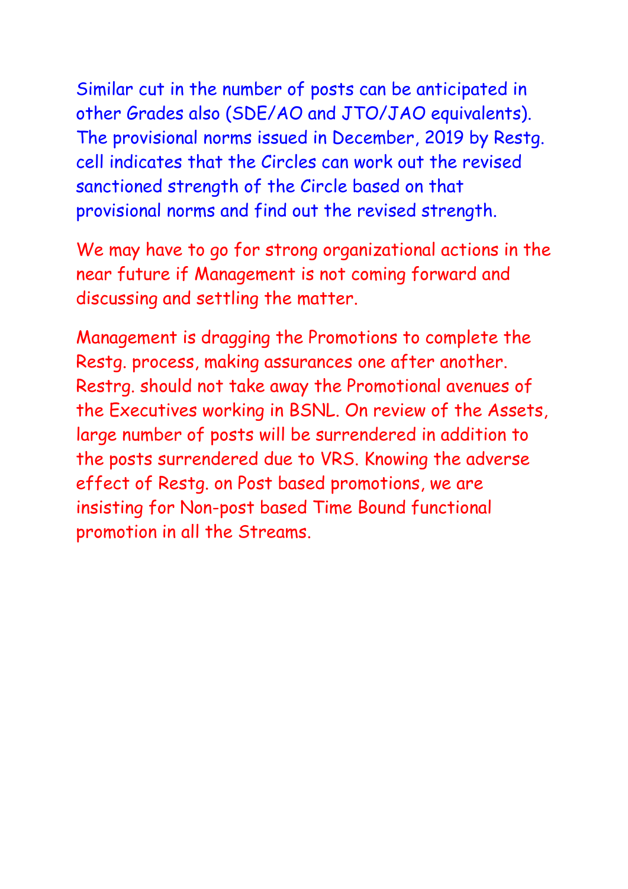Similar cut in the number of posts can be anticipated in other Grades also (SDE/AO and JTO/JAO equivalents). The provisional norms issued in December, 2019 by Restg. cell indicates that the Circles can work out the revised sanctioned strength of the Circle based on that provisional norms and find out the revised strength.

We may have to go for strong organizational actions in the near future if Management is not coming forward and discussing and settling the matter.

Management is dragging the Promotions to complete the Restg. process, making assurances one after another. Restrg. should not take away the Promotional avenues of the Executives working in BSNL. On review of the Assets, large number of posts will be surrendered in addition to the posts surrendered due to VRS. Knowing the adverse effect of Restg. on Post based promotions, we are insisting for Non-post based Time Bound functional promotion in all the Streams.